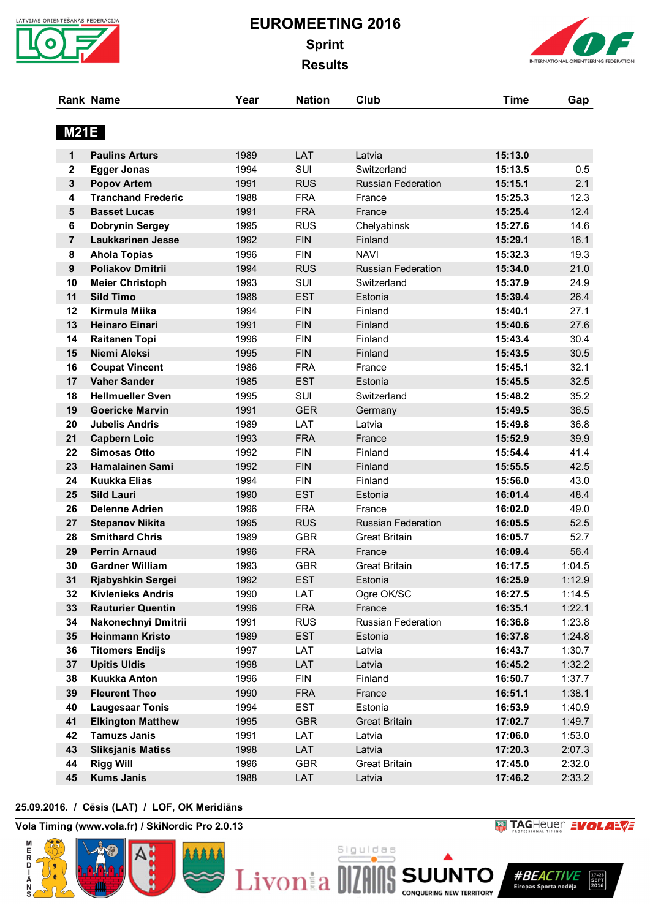# EUROMEETING 2016

## Sprint

## Results

### M21E

| Rank | Name | Year | Nation | Club | Time | Gap |
|---|---|---|---|---|---|---|
| 1 | **Paulins Arturs** | 1989 | LAT | Latvia | **15:13.0** | |
| 2 | **Egger Jonas** | 1994 | SUI | Switzerland | **15:13.5** | 0.5 |
| 3 | **Popov Artem** | 1991 | RUS | Russian Federation | **15:15.1** | 2.1 |
| 4 | **Tranchand Frederic** | 1988 | FRA | France | **15:25.3** | 12.3 |
| 5 | **Basset Lucas** | 1991 | FRA | France | **15:25.4** | 12.4 |
| 6 | **Dobrynin Sergey** | 1995 | RUS | Chelyabinsk | **15:27.6** | 14.6 |
| 7 | **Laukkarinen Jesse** | 1992 | FIN | Finland | **15:29.1** | 16.1 |
| 8 | **Ahola Topias** | 1996 | FIN | NAVI | **15:32.3** | 19.3 |
| 9 | **Poliakov Dmitrii** | 1994 | RUS | Russian Federation | **15:34.0** | 21.0 |
| 10 | **Meier Christoph** | 1993 | SUI | Switzerland | **15:37.9** | 24.9 |
| 11 | **Sild Timo** | 1988 | EST | Estonia | **15:39.4** | 26.4 |
| 12 | **Kirmula Miika** | 1994 | FIN | Finland | **15:40.1** | 27.1 |
| 13 | **Heinaro Einari** | 1991 | FIN | Finland | **15:40.6** | 27.6 |
| 14 | **Raitanen Topi** | 1996 | FIN | Finland | **15:43.4** | 30.4 |
| 15 | **Niemi Aleksi** | 1995 | FIN | Finland | **15:43.5** | 30.5 |
| 16 | **Coupat Vincent** | 1986 | FRA | France | **15:45.1** | 32.1 |
| 17 | **Vaher Sander** | 1985 | EST | Estonia | **15:45.5** | 32.5 |
| 18 | **Hellmueller Sven** | 1995 | SUI | Switzerland | **15:48.2** | 35.2 |
| 19 | **Goericke Marvin** | 1991 | GER | Germany | **15:49.5** | 36.5 |
| 20 | **Jubelis Andris** | 1989 | LAT | Latvia | **15:49.8** | 36.8 |
| 21 | **Capbern Loic** | 1993 | FRA | France | **15:52.9** | 39.9 |
| 22 | **Simosas Otto** | 1992 | FIN | Finland | **15:54.4** | 41.4 |
| 23 | **Hamalainen Sami** | 1992 | FIN | Finland | **15:55.5** | 42.5 |
| 24 | **Kuukka Elias** | 1994 | FIN | Finland | **15:56.0** | 43.0 |
| 25 | **Sild Lauri** | 1990 | EST | Estonia | **16:01.4** | 48.4 |
| 26 | **Delenne Adrien** | 1996 | FRA | France | **16:02.0** | 49.0 |
| 27 | **Stepanov Nikita** | 1995 | RUS | Russian Federation | **16:05.5** | 52.5 |
| 28 | **Smithard Chris** | 1989 | GBR | Great Britain | **16:05.7** | 52.7 |
| 29 | **Perrin Arnaud** | 1996 | FRA | France | **16:09.4** | 56.4 |
| 30 | **Gardner William** | 1993 | GBR | Great Britain | **16:17.5** | 1:04.5 |
| 31 | **Rjabyshkin Sergei** | 1992 | EST | Estonia | **16:25.9** | 1:12.9 |
| 32 | **Kivlenieks Andris** | 1990 | LAT | Ogre OK/SC | **16:27.5** | 1:14.5 |
| 33 | **Rauturier Quentin** | 1996 | FRA | France | **16:35.1** | 1:22.1 |
| 34 | **Nakonechnyi Dmitrii** | 1991 | RUS | Russian Federation | **16:36.8** | 1:23.8 |
| 35 | **Heinmann Kristo** | 1989 | EST | Estonia | **16:37.8** | 1:24.8 |
| 36 | **Titomers Endijs** | 1997 | LAT | Latvia | **16:43.7** | 1:30.7 |
| 37 | **Upitis Uldis** | 1998 | LAT | Latvia | **16:45.2** | 1:32.2 |
| 38 | **Kuukka Anton** | 1996 | FIN | Finland | **16:50.7** | 1:37.7 |
| 39 | **Fleurent Theo** | 1990 | FRA | France | **16:51.1** | 1:38.1 |
| 40 | **Laugesaar Tonis** | 1994 | EST | Estonia | **16:53.9** | 1:40.9 |
| 41 | **Elkington Matthew** | 1995 | GBR | Great Britain | **17:02.7** | 1:49.7 |
| 42 | **Tamuzs Janis** | 1991 | LAT | Latvia | **17:06.0** | 1:53.0 |
| 43 | **Sliksjanis Matiss** | 1998 | LAT | Latvia | **17:20.3** | 2:07.3 |
| 44 | **Rigg Will** | 1996 | GBR | Great Britain | **17:45.0** | 2:32.0 |
| 45 | **Kums Janis** | 1988 | LAT | Latvia | **17:46.2** | 2:33.2 |

**25.09.2016. / Cēsis (LAT) / LOF, OK Meridiāns**

**Vola Timing (www.vola.fr) / SkiNordic Pro 2.0.13**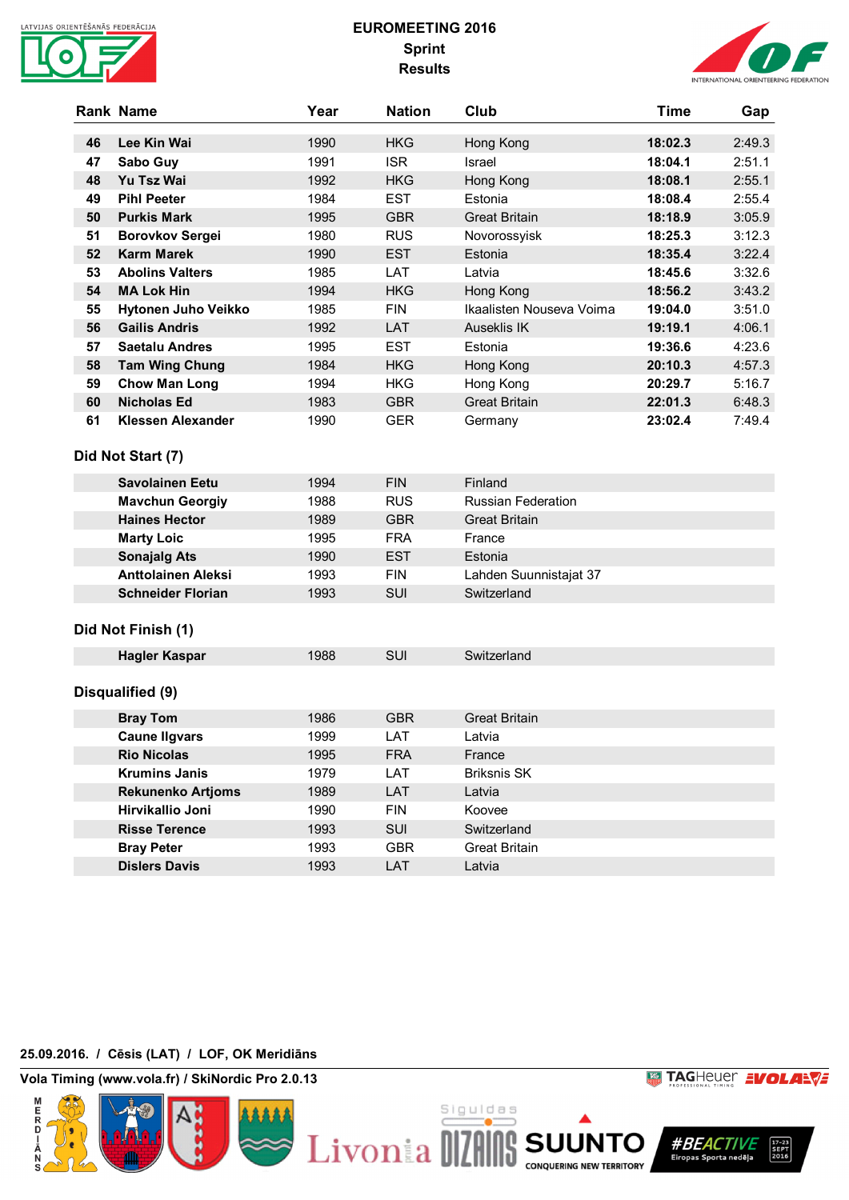# EUROMEETING 2016

## Sprint

## Results

| Rank | Name | Year | Nation | Club | Time | Gap |
|---|---|---|---|---|---|---|
| 46 | **Lee Kin Wai** | 1990 | HKG | Hong Kong | **18:02.3** | 2:49.3 |
| 47 | **Sabo Guy** | 1991 | ISR | Israel | **18:04.1** | 2:51.1 |
| 48 | **Yu Tsz Wai** | 1992 | HKG | Hong Kong | **18:08.1** | 2:55.1 |
| 49 | **Pihl Peeter** | 1984 | EST | Estonia | **18:08.4** | 2:55.4 |
| 50 | **Purkis Mark** | 1995 | GBR | Great Britain | **18:18.9** | 3:05.9 |
| 51 | **Borovkov Sergei** | 1980 | RUS | Novorossyisk | **18:25.3** | 3:12.3 |
| 52 | **Karm Marek** | 1990 | EST | Estonia | **18:35.4** | 3:22.4 |
| 53 | **Abolins Valters** | 1985 | LAT | Latvia | **18:45.6** | 3:32.6 |
| 54 | **MA Lok Hin** | 1994 | HKG | Hong Kong | **18:56.2** | 3:43.2 |
| 55 | **Hytonen Juho Veikko** | 1985 | FIN | Ikaalisten Nouseva Voima | **19:04.0** | 3:51.0 |
| 56 | **Gailis Andris** | 1992 | LAT | Auseklis IK | **19:19.1** | 4:06.1 |
| 57 | **Saetalu Andres** | 1995 | EST | Estonia | **19:36.6** | 4:23.6 |
| 58 | **Tam Wing Chung** | 1984 | HKG | Hong Kong | **20:10.3** | 4:57.3 |
| 59 | **Chow Man Long** | 1994 | HKG | Hong Kong | **20:29.7** | 5:16.7 |
| 60 | **Nicholas Ed** | 1983 | GBR | Great Britain | **22:01.3** | 6:48.3 |
| 61 | **Klessen Alexander** | 1990 | GER | Germany | **23:02.4** | 7:49.4 |

### Did Not Start (7)

| Name | Year | Nation | Club |
|---|---|---|---|
| **Savolainen Eetu** | 1994 | FIN | Finland |
| **Mavchun Georgiy** | 1988 | RUS | Russian Federation |
| **Haines Hector** | 1989 | GBR | Great Britain |
| **Marty Loic** | 1995 | FRA | France |
| **Sonajalg Ats** | 1990 | EST | Estonia |
| **Anttolainen Aleksi** | 1993 | FIN | Lahden Suunnistajat 37 |
| **Schneider Florian** | 1993 | SUI | Switzerland |

### Did Not Finish (1)

| Name | Year | Nation | Club |
|---|---|---|---|
| **Hagler Kaspar** | 1988 | SUI | Switzerland |

### Disqualified (9)

| Name | Year | Nation | Club |
|---|---|---|---|
| **Bray Tom** | 1986 | GBR | Great Britain |
| **Caune Ilgvars** | 1999 | LAT | Latvia |
| **Rio Nicolas** | 1995 | FRA | France |
| **Krumins Janis** | 1979 | LAT | Briksnis SK |
| **Rekunenko Artjoms** | 1989 | LAT | Latvia |
| **Hirvikallio Joni** | 1990 | FIN | Koovee |
| **Risse Terence** | 1993 | SUI | Switzerland |
| **Bray Peter** | 1993 | GBR | Great Britain |
| **Dislers Davis** | 1993 | LAT | Latvia |

**25.09.2016. / Cēsis (LAT) / LOF, OK Meridiāns**

**Vola Timing (www.vola.fr) / SkiNordic Pro 2.0.13**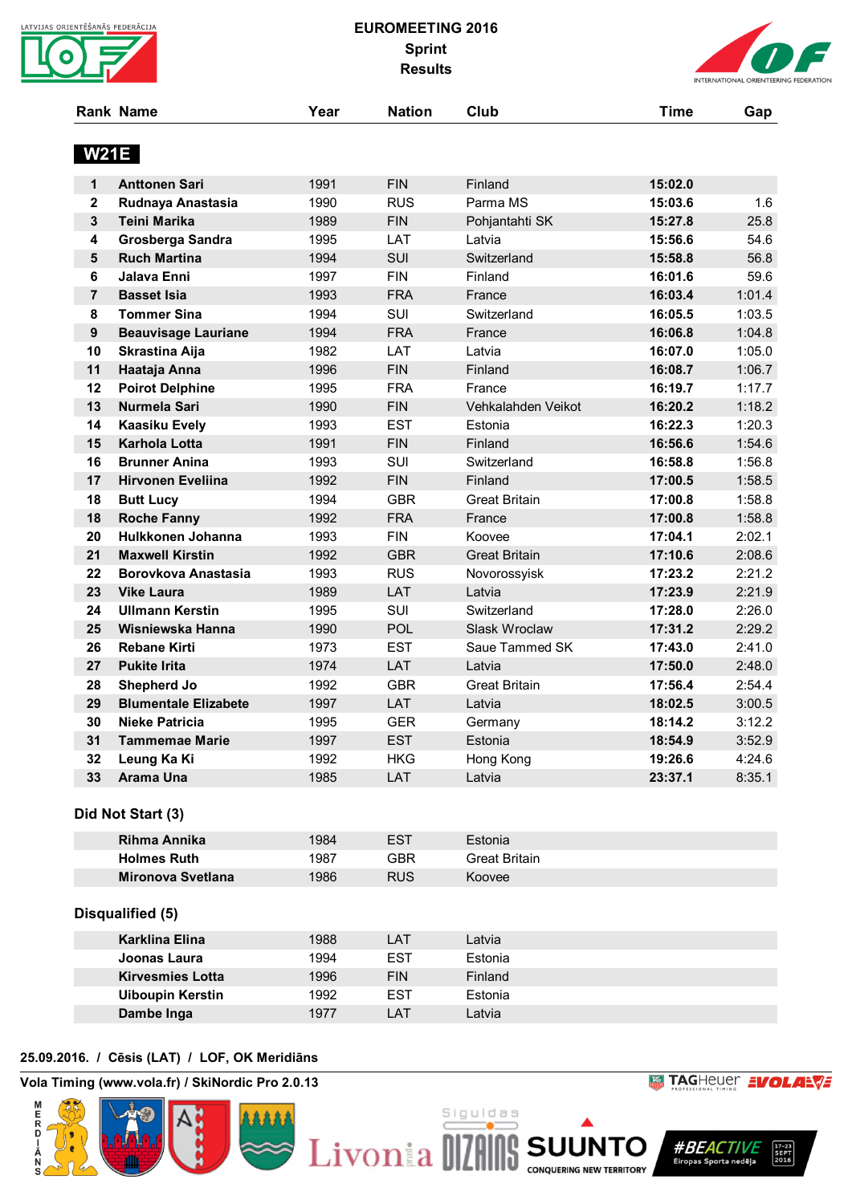LATVIJAS ORIENTĒŠANĀS FEDERĀCIJA

# EUROMEETING 2016
## Sprint
## Results

### W21E

| Rank | Name | Year | Nation | Club | Time | Gap |
|---|---|---|---|---|---|---|
| 1 | **Anttonen Sari** | 1991 | FIN | Finland | **15:02.0** | |
| 2 | **Rudnaya Anastasia** | 1990 | RUS | Parma MS | **15:03.6** | 1.6 |
| 3 | **Teini Marika** | 1989 | FIN | Pohjantahti SK | **15:27.8** | 25.8 |
| 4 | **Grosberga Sandra** | 1995 | LAT | Latvia | **15:56.6** | 54.6 |
| 5 | **Ruch Martina** | 1994 | SUI | Switzerland | **15:58.8** | 56.8 |
| 6 | **Jalava Enni** | 1997 | FIN | Finland | **16:01.6** | 59.6 |
| 7 | **Basset Isia** | 1993 | FRA | France | **16:03.4** | 1:01.4 |
| 8 | **Tommer Sina** | 1994 | SUI | Switzerland | **16:05.5** | 1:03.5 |
| 9 | **Beauvisage Lauriane** | 1994 | FRA | France | **16:06.8** | 1:04.8 |
| 10 | **Skrastina Aija** | 1982 | LAT | Latvia | **16:07.0** | 1:05.0 |
| 11 | **Haataja Anna** | 1996 | FIN | Finland | **16:08.7** | 1:06.7 |
| 12 | **Poirot Delphine** | 1995 | FRA | France | **16:19.7** | 1:17.7 |
| 13 | **Nurmela Sari** | 1990 | FIN | Vehkalahden Veikot | **16:20.2** | 1:18.2 |
| 14 | **Kaasiku Evely** | 1993 | EST | Estonia | **16:22.3** | 1:20.3 |
| 15 | **Karhola Lotta** | 1991 | FIN | Finland | **16:56.6** | 1:54.6 |
| 16 | **Brunner Anina** | 1993 | SUI | Switzerland | **16:58.8** | 1:56.8 |
| 17 | **Hirvonen Eveliina** | 1992 | FIN | Finland | **17:00.5** | 1:58.5 |
| 18 | **Butt Lucy** | 1994 | GBR | Great Britain | **17:00.8** | 1:58.8 |
| 18 | **Roche Fanny** | 1992 | FRA | France | **17:00.8** | 1:58.8 |
| 20 | **Hulkkonen Johanna** | 1993 | FIN | Koovee | **17:04.1** | 2:02.1 |
| 21 | **Maxwell Kirstin** | 1992 | GBR | Great Britain | **17:10.6** | 2:08.6 |
| 22 | **Borovkova Anastasia** | 1993 | RUS | Novorossysk | **17:23.2** | 2:21.2 |
| 23 | **Vike Laura** | 1989 | LAT | Latvia | **17:23.9** | 2:21.9 |
| 24 | **Ullmann Kerstin** | 1995 | SUI | Switzerland | **17:28.0** | 2:26.0 |
| 25 | **Wisniewska Hanna** | 1990 | POL | Slask Wroclaw | **17:31.2** | 2:29.2 |
| 26 | **Rebane Kirti** | 1973 | EST | Saue Tammed SK | **17:43.0** | 2:41.0 |
| 27 | **Pukite Irita** | 1974 | LAT | Latvia | **17:50.0** | 2:48.0 |
| 28 | **Shepherd Jo** | 1992 | GBR | Great Britain | **17:56.4** | 2:54.4 |
| 29 | **Blumentale Elizabete** | 1997 | LAT | Latvia | **18:02.5** | 3:00.5 |
| 30 | **Nieke Patricia** | 1995 | GER | Germany | **18:14.2** | 3:12.2 |
| 31 | **Tammemae Marie** | 1997 | EST | Estonia | **18:54.9** | 3:52.9 |
| 32 | **Leung Ka Ki** | 1992 | HKG | Hong Kong | **19:26.6** | 4:24.6 |
| 33 | **Arama Una** | 1985 | LAT | Latvia | **23:37.1** | 8:35.1 |

### Did Not Start (3)

| | Name | Year | Nation | Club |
|---|---|---|---|---|
| | **Rihma Annika** | 1984 | EST | Estonia |
| | **Holmes Ruth** | 1987 | GBR | Great Britain |
| | **Mironova Svetlana** | 1986 | RUS | Koovee |

### Disqualified (5)

| | Name | Year | Nation | Club |
|---|---|---|---|---|
| | **Karklina Elina** | 1988 | LAT | Latvia |
| | **Joonas Laura** | 1994 | EST | Estonia |
| | **Kirvesmies Lotta** | 1996 | FIN | Finland |
| | **Uiboupin Kerstin** | 1992 | EST | Estonia |
| | **Dambe Inga** | 1977 | LAT | Latvia |

**25.09.2016. / Cēsis (LAT) / LOF, OK Meridiāns**

**Vola Timing (www.vola.fr) / SkiNordic Pro 2.0.13**